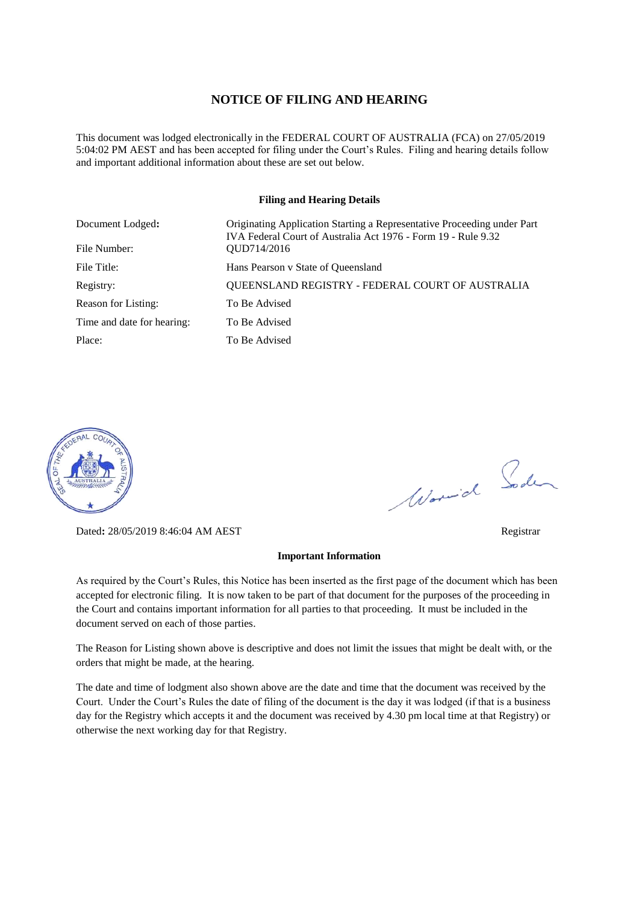# NOTICE OF FILING AND HEARING

This document was lodged electronically in the FEDERAL COURT OF AUSTRALIA (FCA) on 27/05/2019 5:04:02 PM AEST and has been accepted for filing under the Court's Rules. Filing and hearing details follow and important additional information about these are set out below.

**Filing and Hearing Details**

| | |
|---|---|
| Document Lodged: | Originating Application Starting a Representative Proceeding under Part IVA Federal Court of Australia Act 1976 - Form 19 - Rule 9.32 |
| File Number: | QUD714/2016 |
| File Title: | Hans Pearson v State of Queensland |
| Registry: | QUEENSLAND REGISTRY - FEDERAL COURT OF AUSTRALIA |
| Reason for Listing: | To Be Advised |
| Time and date for hearing: | To Be Advised |
| Place: | To Be Advised |

Dated: 28/05/2019 8:46:04 AM AEST

Registrar

**Important Information**

As required by the Court's Rules, this Notice has been inserted as the first page of the document which has been accepted for electronic filing. It is now taken to be part of that document for the purposes of the proceeding in the Court and contains important information for all parties to that proceeding. It must be included in the document served on each of those parties.

The Reason for Listing shown above is descriptive and does not limit the issues that might be dealt with, or the orders that might be made, at the hearing.

The date and time of lodgment also shown above are the date and time that the document was received by the Court. Under the Court's Rules the date of filing of the document is the day it was lodged (if that is a business day for the Registry which accepts it and the document was received by 4.30 pm local time at that Registry) or otherwise the next working day for that Registry.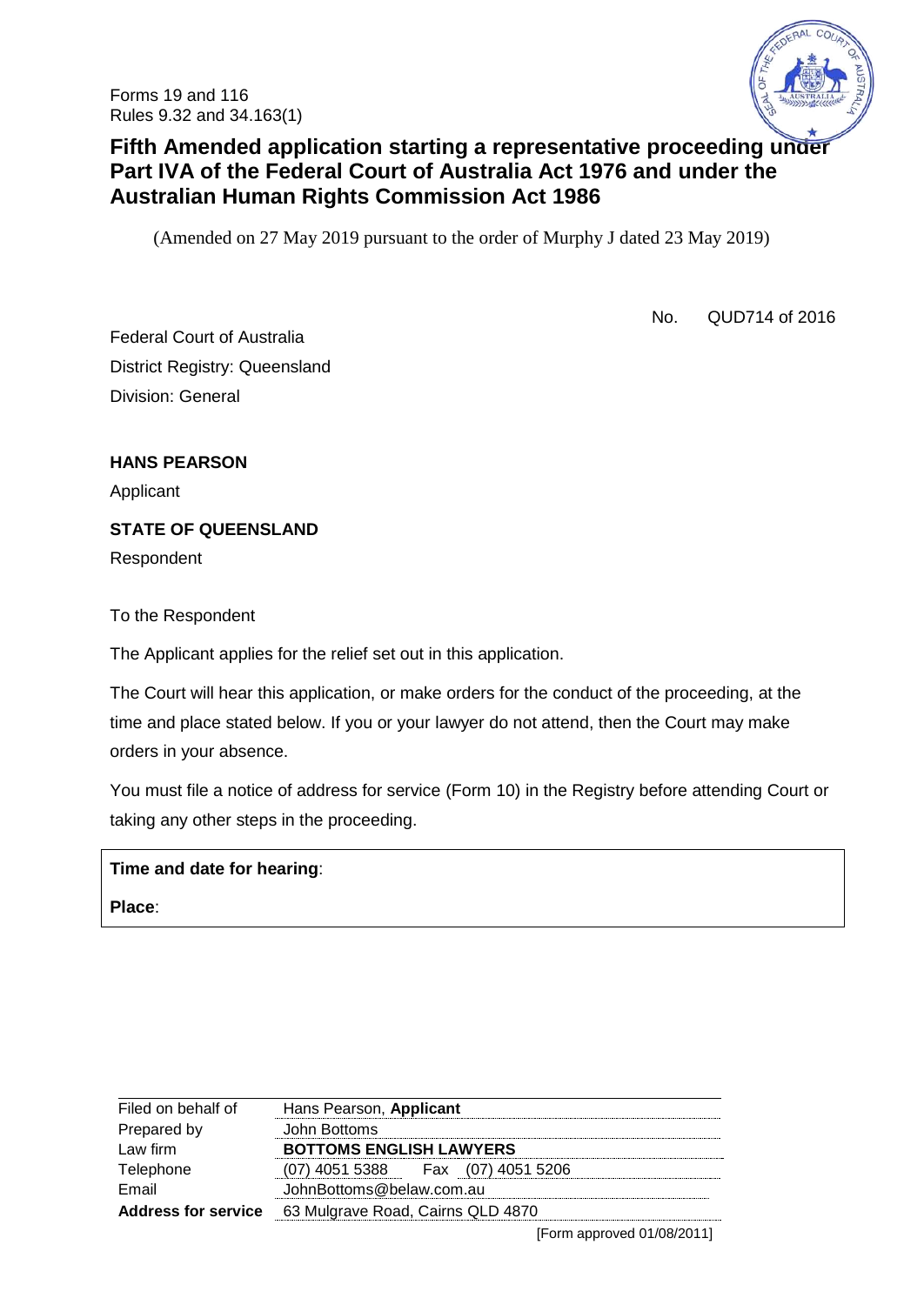Forms 19 and 116
Rules 9.32 and 34.163(1)

# Fifth Amended application starting a representative proceeding under Part IVA of the Federal Court of Australia Act 1976 and under the Australian Human Rights Commission Act 1986

(Amended on 27 May 2019 pursuant to the order of Murphy J dated 23 May 2019)

No. QUD714 of 2016

Federal Court of Australia
District Registry: Queensland
Division: General

**HANS PEARSON**

Applicant

**STATE OF QUEENSLAND**

Respondent

To the Respondent

The Applicant applies for the relief set out in this application.

The Court will hear this application, or make orders for the conduct of the proceeding, at the time and place stated below. If you or your lawyer do not attend, then the Court may make orders in your absence.

You must file a notice of address for service (Form 10) in the Registry before attending Court or taking any other steps in the proceeding.

**Time and date for hearing**:

**Place**:

| | |
|---|---|
| Filed on behalf of | Hans Pearson, **Applicant** |
| Prepared by | John Bottoms |
| Law firm | **BOTTOMS ENGLISH LAWYERS** |
| Telephone | (07) 4051 5388 Fax (07) 4051 5206 |
| Email | JohnBottoms@belaw.com.au |
| **Address for service** | 63 Mulgrave Road, Cairns QLD 4870 |

[Form approved 01/08/2011]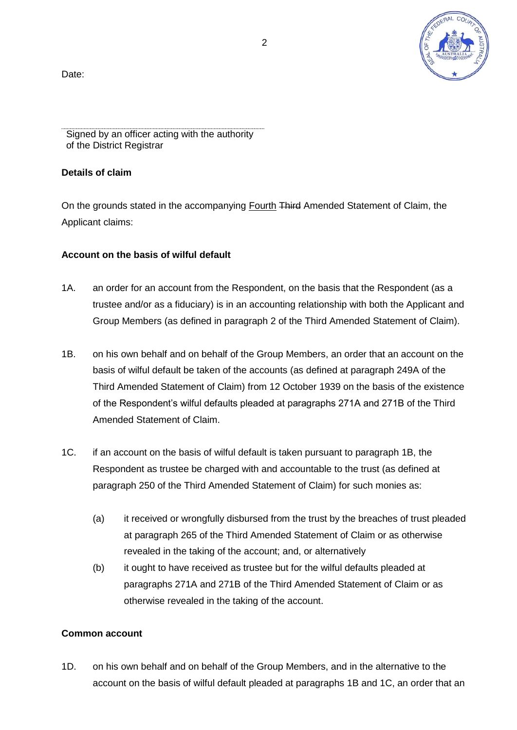Date:

Signed by an officer acting with the authority of the District Registrar

**Details of claim**

On the grounds stated in the accompanying <u>Fourth</u> ~~Third~~ Amended Statement of Claim, the Applicant claims:

**Account on the basis of wilful default**

1A. an order for an account from the Respondent, on the basis that the Respondent (as a trustee and/or as a fiduciary) is in an accounting relationship with both the Applicant and Group Members (as defined in paragraph 2 of the Third Amended Statement of Claim).

1B. on his own behalf and on behalf of the Group Members, an order that an account on the basis of wilful default be taken of the accounts (as defined at paragraph 249A of the Third Amended Statement of Claim) from 12 October 1939 on the basis of the existence of the Respondent's wilful defaults pleaded at paragraphs 271A and 271B of the Third Amended Statement of Claim.

1C. if an account on the basis of wilful default is taken pursuant to paragraph 1B, the Respondent as trustee be charged with and accountable to the trust (as defined at paragraph 250 of the Third Amended Statement of Claim) for such monies as:

(a) it received or wrongfully disbursed from the trust by the breaches of trust pleaded at paragraph 265 of the Third Amended Statement of Claim or as otherwise revealed in the taking of the account; and, or alternatively

(b) it ought to have received as trustee but for the wilful defaults pleaded at paragraphs 271A and 271B of the Third Amended Statement of Claim or as otherwise revealed in the taking of the account.

**Common account**

1D. on his own behalf and on behalf of the Group Members, and in the alternative to the account on the basis of wilful default pleaded at paragraphs 1B and 1C, an order that an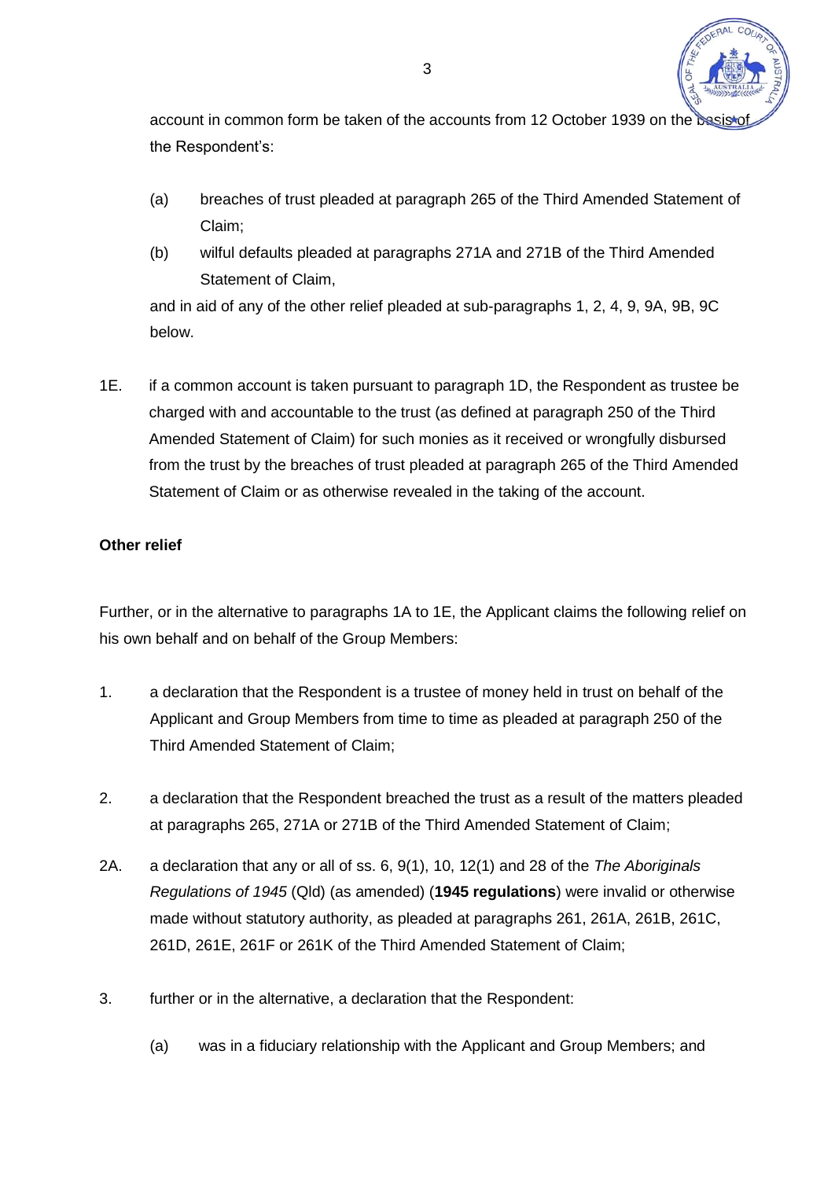account in common form be taken of the accounts from 12 October 1939 on the basis of the Respondent's:

(a) breaches of trust pleaded at paragraph 265 of the Third Amended Statement of Claim;

(b) wilful defaults pleaded at paragraphs 271A and 271B of the Third Amended Statement of Claim,

and in aid of any of the other relief pleaded at sub-paragraphs 1, 2, 4, 9, 9A, 9B, 9C below.

1E. if a common account is taken pursuant to paragraph 1D, the Respondent as trustee be charged with and accountable to the trust (as defined at paragraph 250 of the Third Amended Statement of Claim) for such monies as it received or wrongfully disbursed from the trust by the breaches of trust pleaded at paragraph 265 of the Third Amended Statement of Claim or as otherwise revealed in the taking of the account.

**Other relief**

Further, or in the alternative to paragraphs 1A to 1E, the Applicant claims the following relief on his own behalf and on behalf of the Group Members:

1. a declaration that the Respondent is a trustee of money held in trust on behalf of the Applicant and Group Members from time to time as pleaded at paragraph 250 of the Third Amended Statement of Claim;

2. a declaration that the Respondent breached the trust as a result of the matters pleaded at paragraphs 265, 271A or 271B of the Third Amended Statement of Claim;

2A. a declaration that any or all of ss. 6, 9(1), 10, 12(1) and 28 of the *The Aboriginals Regulations of 1945* (Qld) (as amended) (**1945 regulations**) were invalid or otherwise made without statutory authority, as pleaded at paragraphs 261, 261A, 261B, 261C, 261D, 261E, 261F or 261K of the Third Amended Statement of Claim;

3. further or in the alternative, a declaration that the Respondent:

   (a) was in a fiduciary relationship with the Applicant and Group Members; and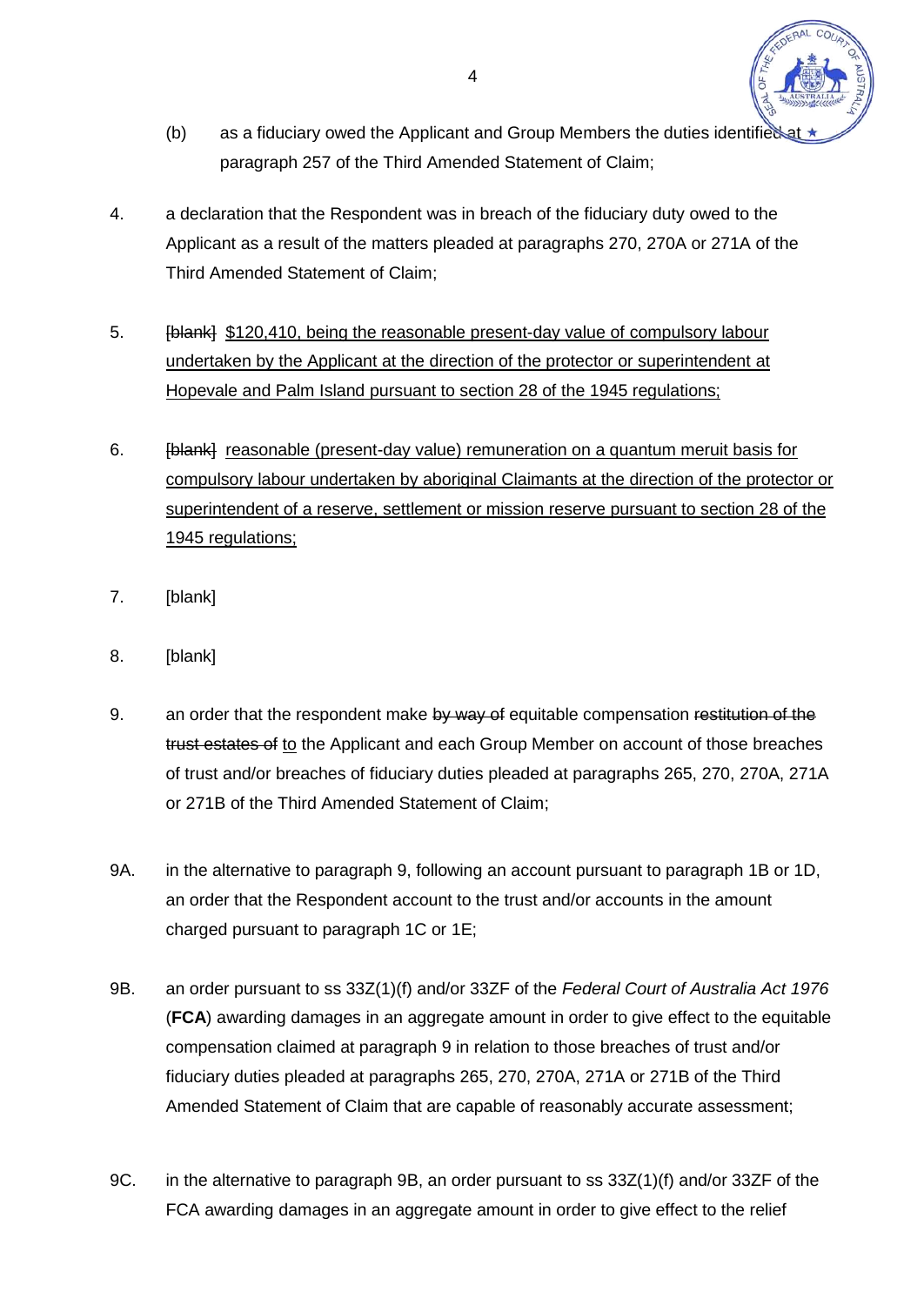(b) as a fiduciary owed the Applicant and Group Members the duties identified at paragraph 257 of the Third Amended Statement of Claim;

4. a declaration that the Respondent was in breach of the fiduciary duty owed to the Applicant as a result of the matters pleaded at paragraphs 270, 270A or 271A of the Third Amended Statement of Claim;

5. ~~[blank]~~ <u>$120,410, being the reasonable present-day value of compulsory labour undertaken by the Applicant at the direction of the protector or superintendent at Hopevale and Palm Island pursuant to section 28 of the 1945 regulations;</u>

6. ~~[blank]~~ <u>reasonable (present-day value) remuneration on a quantum meruit basis for compulsory labour undertaken by aboriginal Claimants at the direction of the protector or superintendent of a reserve, settlement or mission reserve pursuant to section 28 of the 1945 regulations;</u>

7. [blank]

8. [blank]

9. an order that the respondent make ~~by way of~~ equitable compensation ~~restitution of the trust estates of~~ <u>to</u> the Applicant and each Group Member on account of those breaches of trust and/or breaches of fiduciary duties pleaded at paragraphs 265, 270, 270A, 271A or 271B of the Third Amended Statement of Claim;

9A. in the alternative to paragraph 9, following an account pursuant to paragraph 1B or 1D, an order that the Respondent account to the trust and/or accounts in the amount charged pursuant to paragraph 1C or 1E;

9B. an order pursuant to ss 33Z(1)(f) and/or 33ZF of the *Federal Court of Australia Act 1976* (**FCA**) awarding damages in an aggregate amount in order to give effect to the equitable compensation claimed at paragraph 9 in relation to those breaches of trust and/or fiduciary duties pleaded at paragraphs 265, 270, 270A, 271A or 271B of the Third Amended Statement of Claim that are capable of reasonably accurate assessment;

9C. in the alternative to paragraph 9B, an order pursuant to ss 33Z(1)(f) and/or 33ZF of the FCA awarding damages in an aggregate amount in order to give effect to the relief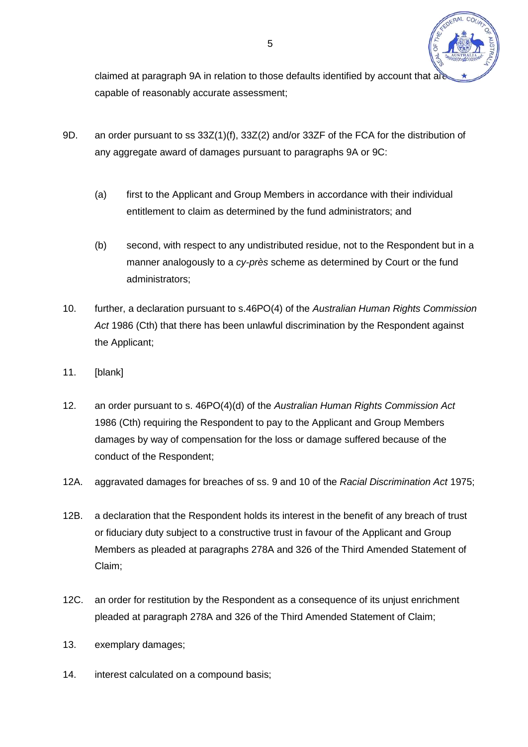claimed at paragraph 9A in relation to those defaults identified by account that are capable of reasonably accurate assessment;

9D. an order pursuant to ss 33Z(1)(f), 33Z(2) and/or 33ZF of the FCA for the distribution of any aggregate award of damages pursuant to paragraphs 9A or 9C:

  (a) first to the Applicant and Group Members in accordance with their individual entitlement to claim as determined by the fund administrators; and

  (b) second, with respect to any undistributed residue, not to the Respondent but in a manner analogously to a *cy-près* scheme as determined by Court or the fund administrators;

10. further, a declaration pursuant to s.46PO(4) of the *Australian Human Rights Commission Act* 1986 (Cth) that there has been unlawful discrimination by the Respondent against the Applicant;

11. [blank]

12. an order pursuant to s. 46PO(4)(d) of the *Australian Human Rights Commission Act* 1986 (Cth) requiring the Respondent to pay to the Applicant and Group Members damages by way of compensation for the loss or damage suffered because of the conduct of the Respondent;

12A. aggravated damages for breaches of ss. 9 and 10 of the *Racial Discrimination Act* 1975;

12B. a declaration that the Respondent holds its interest in the benefit of any breach of trust or fiduciary duty subject to a constructive trust in favour of the Applicant and Group Members as pleaded at paragraphs 278A and 326 of the Third Amended Statement of Claim;

12C. an order for restitution by the Respondent as a consequence of its unjust enrichment pleaded at paragraph 278A and 326 of the Third Amended Statement of Claim;

13. exemplary damages;

14. interest calculated on a compound basis;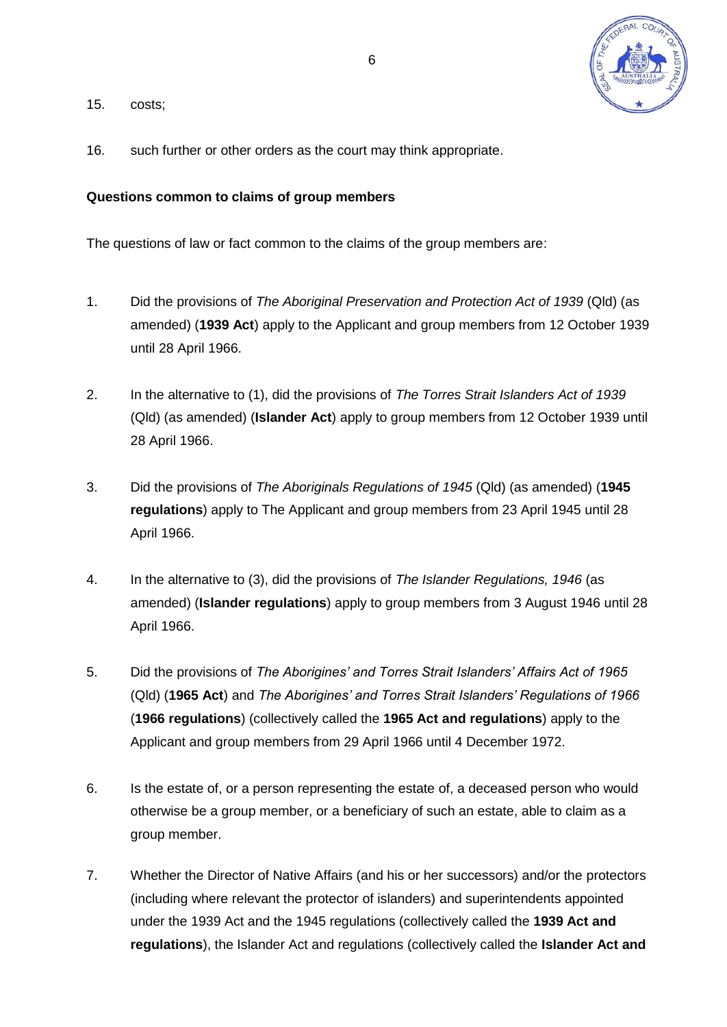15. costs;

16. such further or other orders as the court may think appropriate.

**Questions common to claims of group members**

The questions of law or fact common to the claims of the group members are:

1. Did the provisions of *The Aboriginal Preservation and Protection Act of 1939* (Qld) (as amended) (**1939 Act**) apply to the Applicant and group members from 12 October 1939 until 28 April 1966.

2. In the alternative to (1), did the provisions of *The Torres Strait Islanders Act of 1939* (Qld) (as amended) (**Islander Act**) apply to group members from 12 October 1939 until 28 April 1966.

3. Did the provisions of *The Aboriginals Regulations of 1945* (Qld) (as amended) (**1945 regulations**) apply to The Applicant and group members from 23 April 1945 until 28 April 1966.

4. In the alternative to (3), did the provisions of *The Islander Regulations, 1946* (as amended) (**Islander regulations**) apply to group members from 3 August 1946 until 28 April 1966.

5. Did the provisions of *The Aborigines' and Torres Strait Islanders' Affairs Act of 1965* (Qld) (**1965 Act**) and *The Aborigines' and Torres Strait Islanders' Regulations of 1966* (**1966 regulations**) (collectively called the **1965 Act and regulations**) apply to the Applicant and group members from 29 April 1966 until 4 December 1972.

6. Is the estate of, or a person representing the estate of, a deceased person who would otherwise be a group member, or a beneficiary of such an estate, able to claim as a group member.

7. Whether the Director of Native Affairs (and his or her successors) and/or the protectors (including where relevant the protector of islanders) and superintendents appointed under the 1939 Act and the 1945 regulations (collectively called the **1939 Act and regulations**), the Islander Act and regulations (collectively called the **Islander Act and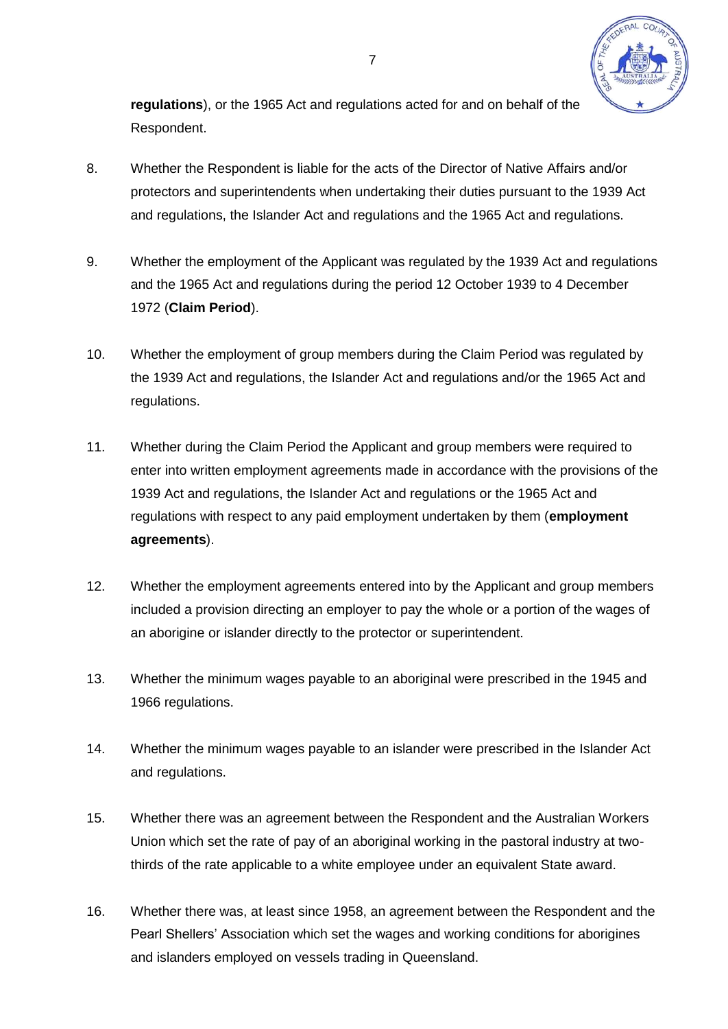**regulations**), or the 1965 Act and regulations acted for and on behalf of the Respondent.

8. Whether the Respondent is liable for the acts of the Director of Native Affairs and/or protectors and superintendents when undertaking their duties pursuant to the 1939 Act and regulations, the Islander Act and regulations and the 1965 Act and regulations.

9. Whether the employment of the Applicant was regulated by the 1939 Act and regulations and the 1965 Act and regulations during the period 12 October 1939 to 4 December 1972 (**Claim Period**).

10. Whether the employment of group members during the Claim Period was regulated by the 1939 Act and regulations, the Islander Act and regulations and/or the 1965 Act and regulations.

11. Whether during the Claim Period the Applicant and group members were required to enter into written employment agreements made in accordance with the provisions of the 1939 Act and regulations, the Islander Act and regulations or the 1965 Act and regulations with respect to any paid employment undertaken by them (**employment agreements**).

12. Whether the employment agreements entered into by the Applicant and group members included a provision directing an employer to pay the whole or a portion of the wages of an aborigine or islander directly to the protector or superintendent.

13. Whether the minimum wages payable to an aboriginal were prescribed in the 1945 and 1966 regulations.

14. Whether the minimum wages payable to an islander were prescribed in the Islander Act and regulations.

15. Whether there was an agreement between the Respondent and the Australian Workers Union which set the rate of pay of an aboriginal working in the pastoral industry at two-thirds of the rate applicable to a white employee under an equivalent State award.

16. Whether there was, at least since 1958, an agreement between the Respondent and the Pearl Shellers' Association which set the wages and working conditions for aborigines and islanders employed on vessels trading in Queensland.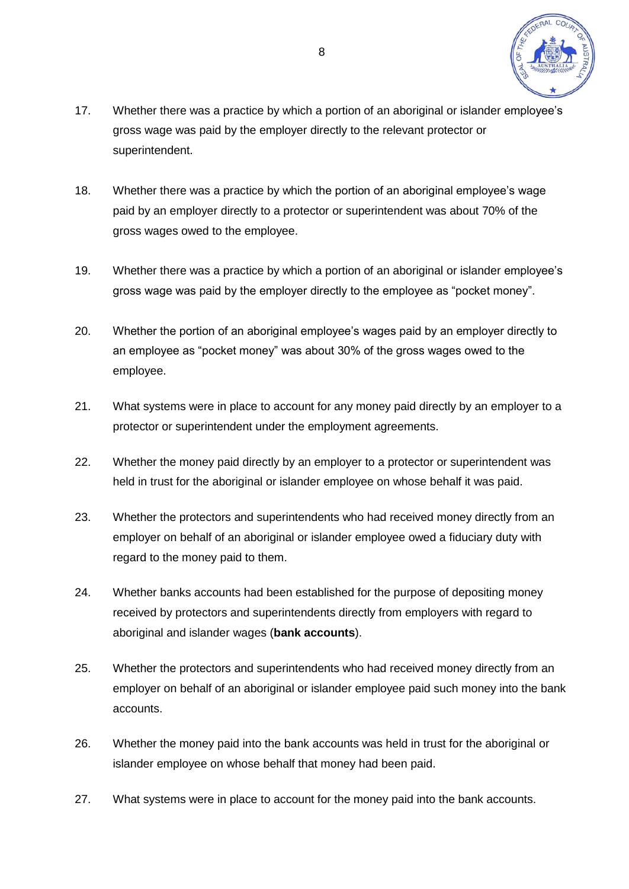17. Whether there was a practice by which a portion of an aboriginal or islander employee's gross wage was paid by the employer directly to the relevant protector or superintendent.

18. Whether there was a practice by which the portion of an aboriginal employee's wage paid by an employer directly to a protector or superintendent was about 70% of the gross wages owed to the employee.

19. Whether there was a practice by which a portion of an aboriginal or islander employee's gross wage was paid by the employer directly to the employee as "pocket money".

20. Whether the portion of an aboriginal employee's wages paid by an employer directly to an employee as "pocket money" was about 30% of the gross wages owed to the employee.

21. What systems were in place to account for any money paid directly by an employer to a protector or superintendent under the employment agreements.

22. Whether the money paid directly by an employer to a protector or superintendent was held in trust for the aboriginal or islander employee on whose behalf it was paid.

23. Whether the protectors and superintendents who had received money directly from an employer on behalf of an aboriginal or islander employee owed a fiduciary duty with regard to the money paid to them.

24. Whether banks accounts had been established for the purpose of depositing money received by protectors and superintendents directly from employers with regard to aboriginal and islander wages (**bank accounts**).

25. Whether the protectors and superintendents who had received money directly from an employer on behalf of an aboriginal or islander employee paid such money into the bank accounts.

26. Whether the money paid into the bank accounts was held in trust for the aboriginal or islander employee on whose behalf that money had been paid.

27. What systems were in place to account for the money paid into the bank accounts.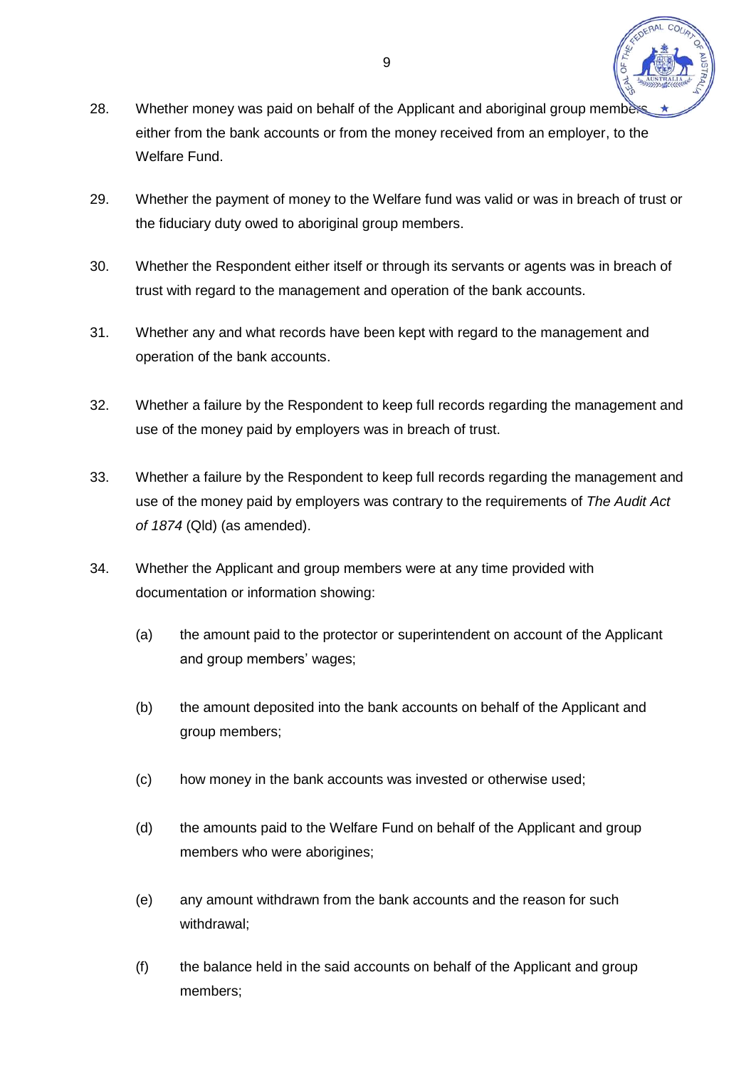28. Whether money was paid on behalf of the Applicant and aboriginal group members either from the bank accounts or from the money received from an employer, to the Welfare Fund.

29. Whether the payment of money to the Welfare fund was valid or was in breach of trust or the fiduciary duty owed to aboriginal group members.

30. Whether the Respondent either itself or through its servants or agents was in breach of trust with regard to the management and operation of the bank accounts.

31. Whether any and what records have been kept with regard to the management and operation of the bank accounts.

32. Whether a failure by the Respondent to keep full records regarding the management and use of the money paid by employers was in breach of trust.

33. Whether a failure by the Respondent to keep full records regarding the management and use of the money paid by employers was contrary to the requirements of *The Audit Act of 1874* (Qld) (as amended).

34. Whether the Applicant and group members were at any time provided with documentation or information showing:

    (a) the amount paid to the protector or superintendent on account of the Applicant and group members' wages;

    (b) the amount deposited into the bank accounts on behalf of the Applicant and group members;

    (c) how money in the bank accounts was invested or otherwise used;

    (d) the amounts paid to the Welfare Fund on behalf of the Applicant and group members who were aborigines;

    (e) any amount withdrawn from the bank accounts and the reason for such withdrawal;

    (f) the balance held in the said accounts on behalf of the Applicant and group members;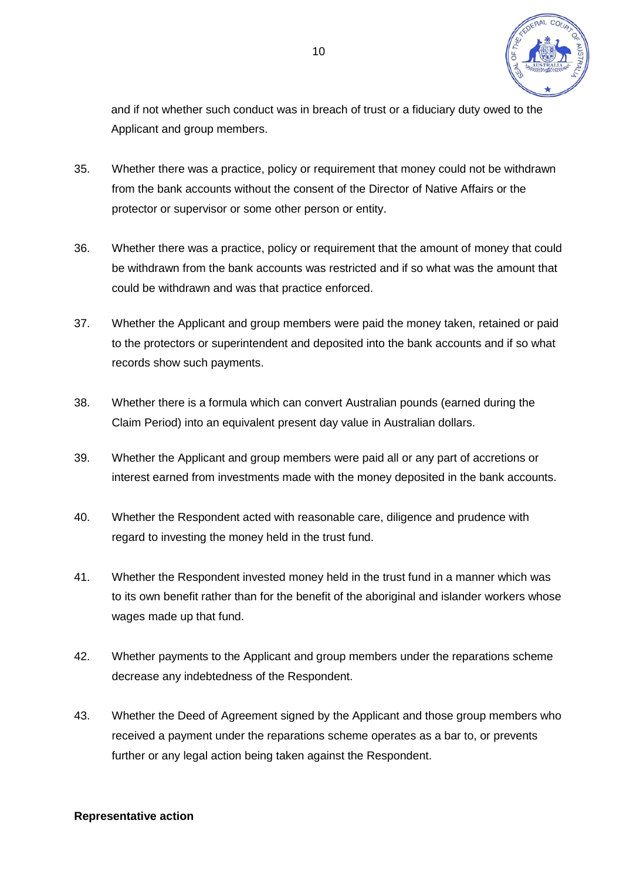and if not whether such conduct was in breach of trust or a fiduciary duty owed to the Applicant and group members.

35. Whether there was a practice, policy or requirement that money could not be withdrawn from the bank accounts without the consent of the Director of Native Affairs or the protector or supervisor or some other person or entity.

36. Whether there was a practice, policy or requirement that the amount of money that could be withdrawn from the bank accounts was restricted and if so what was the amount that could be withdrawn and was that practice enforced.

37. Whether the Applicant and group members were paid the money taken, retained or paid to the protectors or superintendent and deposited into the bank accounts and if so what records show such payments.

38. Whether there is a formula which can convert Australian pounds (earned during the Claim Period) into an equivalent present day value in Australian dollars.

39. Whether the Applicant and group members were paid all or any part of accretions or interest earned from investments made with the money deposited in the bank accounts.

40. Whether the Respondent acted with reasonable care, diligence and prudence with regard to investing the money held in the trust fund.

41. Whether the Respondent invested money held in the trust fund in a manner which was to its own benefit rather than for the benefit of the aboriginal and islander workers whose wages made up that fund.

42. Whether payments to the Applicant and group members under the reparations scheme decrease any indebtedness of the Respondent.

43. Whether the Deed of Agreement signed by the Applicant and those group members who received a payment under the reparations scheme operates as a bar to, or prevents further or any legal action being taken against the Respondent.

**Representative action**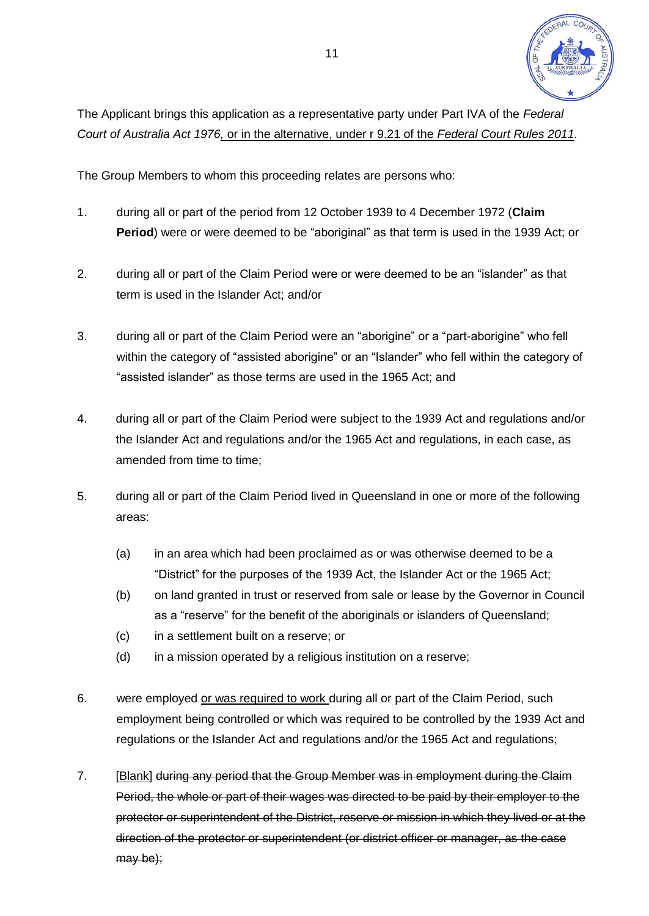The Applicant brings this application as a representative party under Part IVA of the *Federal Court of Australia Act 1976*, <u>or in the alternative, under r 9.21 of the *Federal Court Rules 2011*</u>.

The Group Members to whom this proceeding relates are persons who:

1. during all or part of the period from 12 October 1939 to 4 December 1972 (**Claim Period**) were or were deemed to be "aboriginal" as that term is used in the 1939 Act; or

2. during all or part of the Claim Period were or were deemed to be an "islander" as that term is used in the Islander Act; and/or

3. during all or part of the Claim Period were an "aborigine" or a "part-aborigine" who fell within the category of "assisted aborigine" or an "Islander" who fell within the category of "assisted islander" as those terms are used in the 1965 Act; and

4. during all or part of the Claim Period were subject to the 1939 Act and regulations and/or the Islander Act and regulations and/or the 1965 Act and regulations, in each case, as amended from time to time;

5. during all or part of the Claim Period lived in Queensland in one or more of the following areas:

   (a) in an area which had been proclaimed as or was otherwise deemed to be a "District" for the purposes of the 1939 Act, the Islander Act or the 1965 Act;

   (b) on land granted in trust or reserved from sale or lease by the Governor in Council as a "reserve" for the benefit of the aboriginals or islanders of Queensland;

   (c) in a settlement built on a reserve; or

   (d) in a mission operated by a religious institution on a reserve;

6. were employed <u>or was required to work</u> during all or part of the Claim Period, such employment being controlled or which was required to be controlled by the 1939 Act and regulations or the Islander Act and regulations and/or the 1965 Act and regulations;

7. <u>[Blank]</u> ~~during any period that the Group Member was in employment during the Claim Period, the whole or part of their wages was directed to be paid by their employer to the protector or superintendent of the District, reserve or mission in which they lived or at the direction of the protector or superintendent (or district officer or manager, as the case may be);~~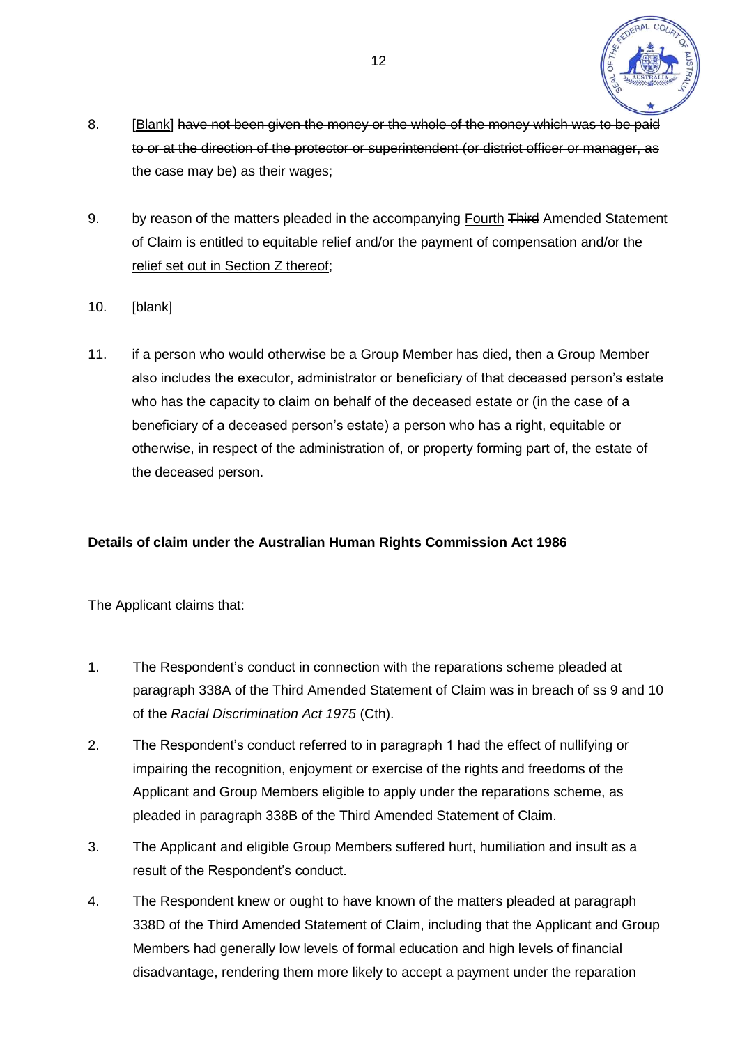8. [Blank] ~~have not been given the money or the whole of the money which was to be paid to or at the direction of the protector or superintendent (or district officer or manager, as the case may be) as their wages;~~

9. by reason of the matters pleaded in the accompanying Fourth ~~Third~~ Amended Statement of Claim is entitled to equitable relief and/or the payment of compensation and/or the relief set out in Section Z thereof;

10. [blank]

11. if a person who would otherwise be a Group Member has died, then a Group Member also includes the executor, administrator or beneficiary of that deceased person's estate who has the capacity to claim on behalf of the deceased estate or (in the case of a beneficiary of a deceased person's estate) a person who has a right, equitable or otherwise, in respect of the administration of, or property forming part of, the estate of the deceased person.

**Details of claim under the Australian Human Rights Commission Act 1986**

The Applicant claims that:

1. The Respondent's conduct in connection with the reparations scheme pleaded at paragraph 338A of the Third Amended Statement of Claim was in breach of ss 9 and 10 of the *Racial Discrimination Act 1975* (Cth).

2. The Respondent's conduct referred to in paragraph 1 had the effect of nullifying or impairing the recognition, enjoyment or exercise of the rights and freedoms of the Applicant and Group Members eligible to apply under the reparations scheme, as pleaded in paragraph 338B of the Third Amended Statement of Claim.

3. The Applicant and eligible Group Members suffered hurt, humiliation and insult as a result of the Respondent's conduct.

4. The Respondent knew or ought to have known of the matters pleaded at paragraph 338D of the Third Amended Statement of Claim, including that the Applicant and Group Members had generally low levels of formal education and high levels of financial disadvantage, rendering them more likely to accept a payment under the reparation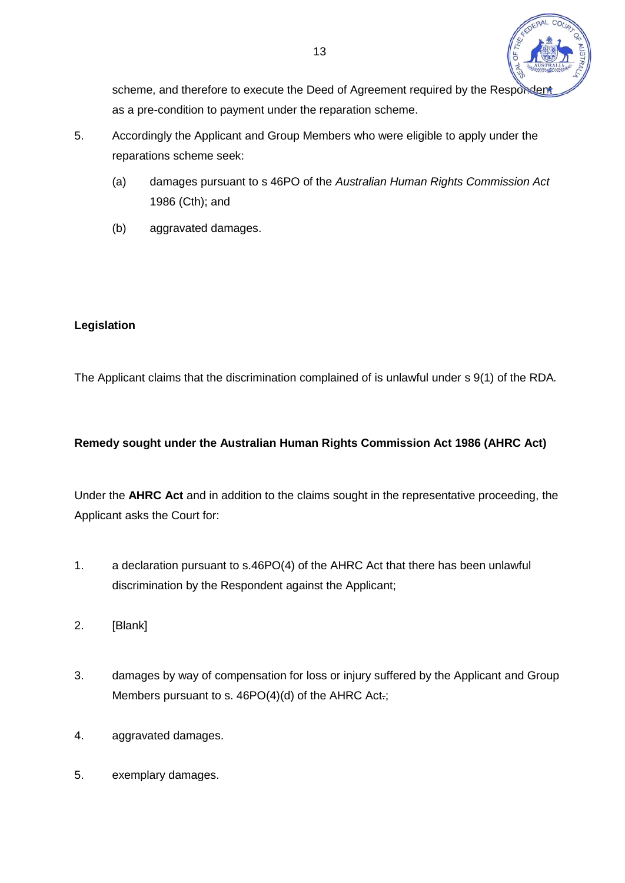scheme, and therefore to execute the Deed of Agreement required by the Respondent as a pre-condition to payment under the reparation scheme.

5. Accordingly the Applicant and Group Members who were eligible to apply under the reparations scheme seek:

   (a) damages pursuant to s 46PO of the *Australian Human Rights Commission Act* 1986 (Cth); and

   (b) aggravated damages.

**Legislation**

The Applicant claims that the discrimination complained of is unlawful under s 9(1) of the RDA.

**Remedy sought under the Australian Human Rights Commission Act 1986 (AHRC Act)**

Under the **AHRC Act** and in addition to the claims sought in the representative proceeding, the Applicant asks the Court for:

1. a declaration pursuant to s.46PO(4) of the AHRC Act that there has been unlawful discrimination by the Respondent against the Applicant;

2. [Blank]

3. damages by way of compensation for loss or injury suffered by the Applicant and Group Members pursuant to s. 46PO(4)(d) of the AHRC Act.;

4. aggravated damages.

5. exemplary damages.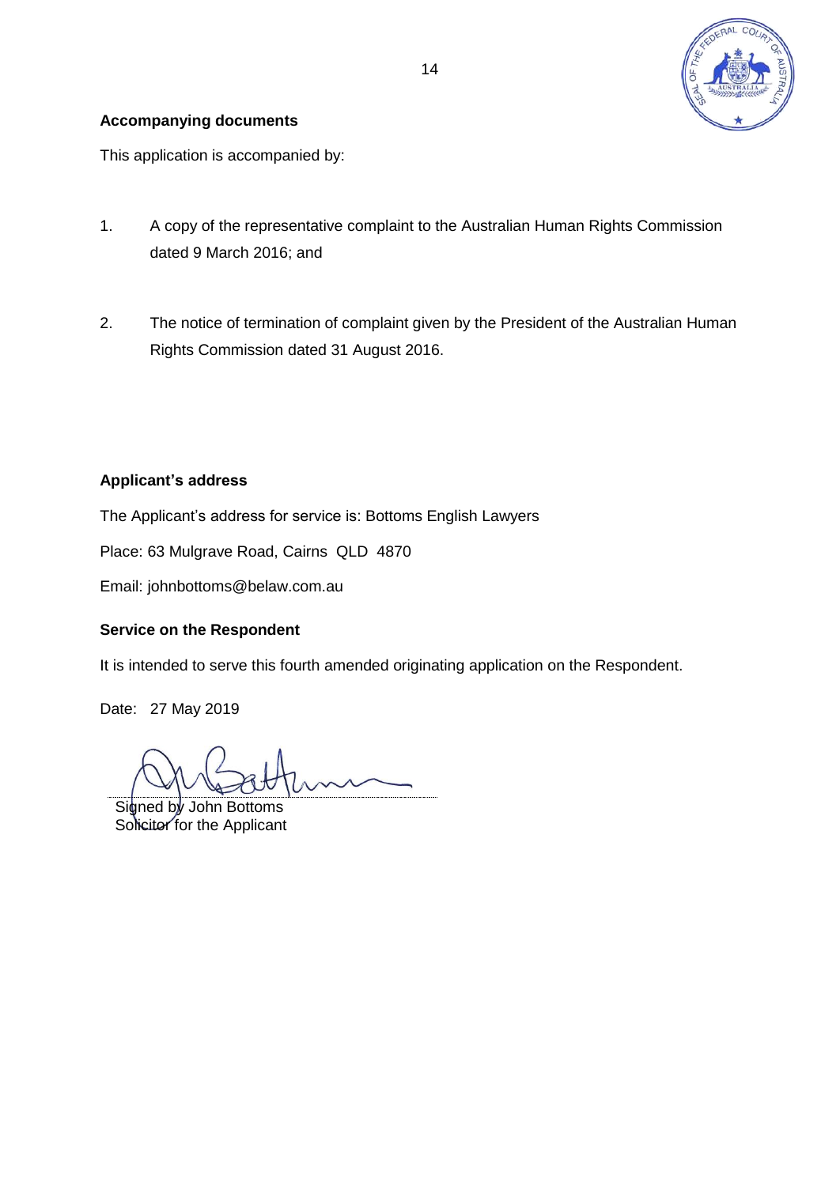**Accompanying documents**

This application is accompanied by:

1. A copy of the representative complaint to the Australian Human Rights Commission dated 9 March 2016; and

2. The notice of termination of complaint given by the President of the Australian Human Rights Commission dated 31 August 2016.

**Applicant's address**

The Applicant's address for service is: Bottoms English Lawyers

Place: 63 Mulgrave Road, Cairns QLD 4870

Email: johnbottoms@belaw.com.au

**Service on the Respondent**

It is intended to serve this fourth amended originating application on the Respondent.

Date: 27 May 2019

Signed by John Bottoms
Solicitor for the Applicant